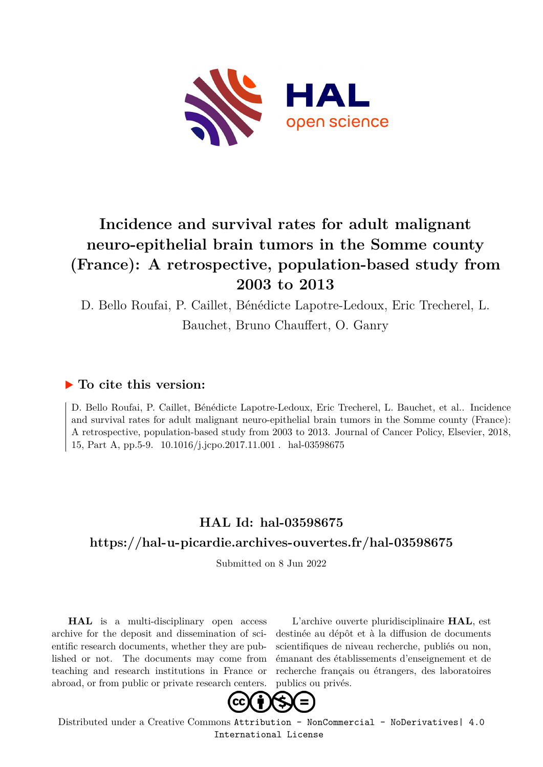# Incidence and survival rates for adult malignant neuro-epithelial brain tumors in the Somme county (France): A retrospective, population-based study from 2003 to 2013

D. Bello Roufai, P. Caillet, Bénédicte Lapotre-Ledoux, Eric Trecherel, L. Bauchet, Bruno Chauffert, O. Ganry

## ▶ To cite this version:

D. Bello Roufai, P. Caillet, Bénédicte Lapotre-Ledoux, Eric Trecherel, L. Bauchet, et al.. Incidence and survival rates for adult malignant neuro-epithelial brain tumors in the Somme county (France): A retrospective, population-based study from 2003 to 2013. Journal of Cancer Policy, Elsevier, 2018, 15, Part A, pp.5-9. 10.1016/j.jcpo.2017.11.001 . hal-03598675

## HAL Id: hal-03598675

## https://hal-u-picardie.archives-ouvertes.fr/hal-03598675

Submitted on 8 Jun 2022

**HAL** is a multi-disciplinary open access archive for the deposit and dissemination of scientific research documents, whether they are published or not. The documents may come from teaching and research institutions in France or abroad, or from public or private research centers.

L'archive ouverte pluridisciplinaire **HAL**, est destinée au dépôt et à la diffusion de documents scientifiques de niveau recherche, publiés ou non, émanant des établissements d'enseignement et de recherche français ou étrangers, des laboratoires publics ou privés.

Distributed under a Creative Commons Attribution - NonCommercial - NoDerivatives| 4.0 International License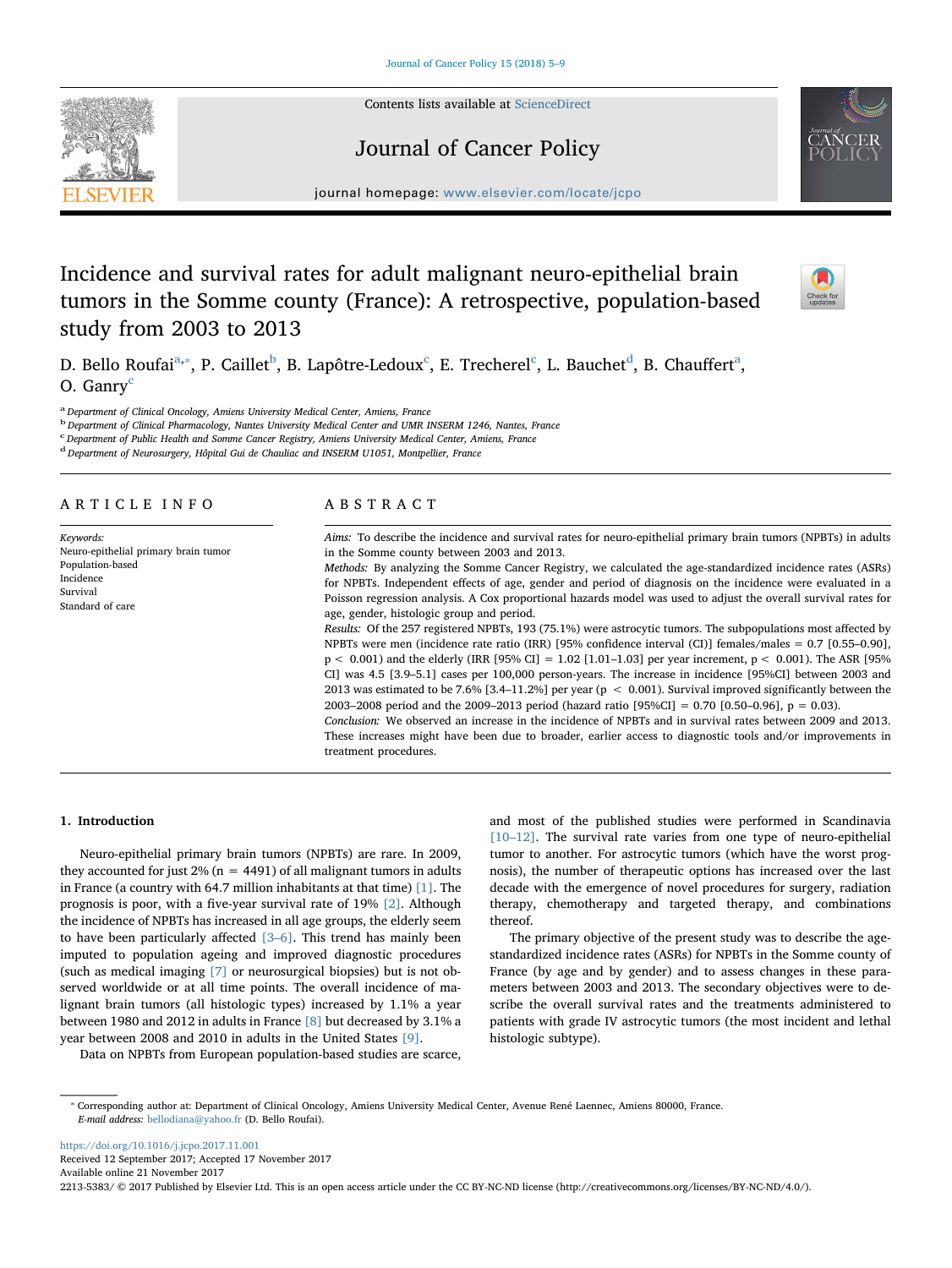# Incidence and survival rates for adult malignant neuro-epithelial brain tumors in the Somme county (France): A retrospective, population-based study from 2003 to 2013

D. Bello Roufai[a,*], P. Caillet[b], B. Lapôtre-Ledoux[c], E. Trecherel[c], L. Bauchet[d], B. Chauffert[a], O. Ganry[c]

[a] Department of Clinical Oncology, Amiens University Medical Center, Amiens, France
[b] Department of Clinical Pharmacology, Nantes University Medical Center and UMR INSERM 1246, Nantes, France
[c] Department of Public Health and Somme Cancer Registry, Amiens University Medical Center, Amiens, France
[d] Department of Neurosurgery, Hôpital Gui de Chauliac and INSERM U1051, Montpellier, France

## ARTICLE INFO

*Keywords:*
Neuro-epithelial primary brain tumor
Population-based
Incidence
Survival
Standard of care

## ABSTRACT

*Aims:* To describe the incidence and survival rates for neuro-epithelial primary brain tumors (NPBTs) in adults in the Somme county between 2003 and 2013.

*Methods:* By analyzing the Somme Cancer Registry, we calculated the age-standardized incidence rates (ASRs) for NPBTs. Independent effects of age, gender and period of diagnosis on the incidence were evaluated in a Poisson regression analysis. A Cox proportional hazards model was used to adjust the overall survival rates for age, gender, histologic group and period.

*Results:* Of the 257 registered NPBTs, 193 (75.1%) were astrocytic tumors. The subpopulations most affected by NPBTs were men (incidence rate ratio (IRR) [95% confidence interval (CI)] females/males = 0.7 [0.55–0.90], $p < 0.001$) and the elderly (IRR [95% CI] = 1.02 [1.01–1.03] per year increment, $p < 0.001$). The ASR [95% CI] was 4.5 [3.9–5.1] cases per 100,000 person-years. The increase in incidence [95%CI] between 2003 and 2013 was estimated to be 7.6% [3.4–11.2%] per year ($p < 0.001$). Survival improved significantly between the 2003–2008 period and the 2009–2013 period (hazard ratio [95%CI] = 0.70 [0.50–0.96], $p = 0.03$).

*Conclusion:* We observed an increase in the incidence of NPBTs and in survival rates between 2009 and 2013. These increases might have been due to broader, earlier access to diagnostic tools and/or improvements in treatment procedures.

## 1. Introduction

Neuro-epithelial primary brain tumors (NPBTs) are rare. In 2009, they accounted for just 2% (n = 4491) of all malignant tumors in adults in France (a country with 64.7 million inhabitants at that time) [1]. The prognosis is poor, with a five-year survival rate of 19% [2]. Although the incidence of NPBTs has increased in all age groups, the elderly seem to have been particularly affected [3–6]. This trend has mainly been imputed to population ageing and improved diagnostic procedures (such as medical imaging [7] or neurosurgical biopsies) but is not observed worldwide or at all time points. The overall incidence of malignant brain tumors (all histologic types) increased by 1.1% a year between 1980 and 2012 in adults in France [8] but decreased by 3.1% a year between 2008 and 2010 in adults in the United States [9].

Data on NPBTs from European population-based studies are scarce, and most of the published studies were performed in Scandinavia [10–12]. The survival rate varies from one type of neuro-epithelial tumor to another. For astrocytic tumors (which have the worst prognosis), the number of therapeutic options has increased over the last decade with the emergence of novel procedures for surgery, radiation therapy, chemotherapy and targeted therapy, and combinations thereof.

The primary objective of the present study was to describe the age-standardized incidence rates (ASRs) for NPBTs in the Somme county of France (by age and by gender) and to assess changes in these parameters between 2003 and 2013. The secondary objectives were to describe the overall survival rates and the treatments administered to patients with grade IV astrocytic tumors (the most incident and lethal histologic subtype).

---

* Corresponding author at: Department of Clinical Oncology, Amiens University Medical Center, Avenue René Laennec, Amiens 80000, France.
*E-mail address:* bellodiana@yahoo.fr (D. Bello Roufai).

https://doi.org/10.1016/j.jcpo.2017.11.001
Received 12 September 2017; Accepted 17 November 2017
Available online 21 November 2017
2213-5383/ © 2017 Published by Elsevier Ltd. This is an open access article under the CC BY-NC-ND license (http://creativecommons.org/licenses/BY-NC-ND/4.0/).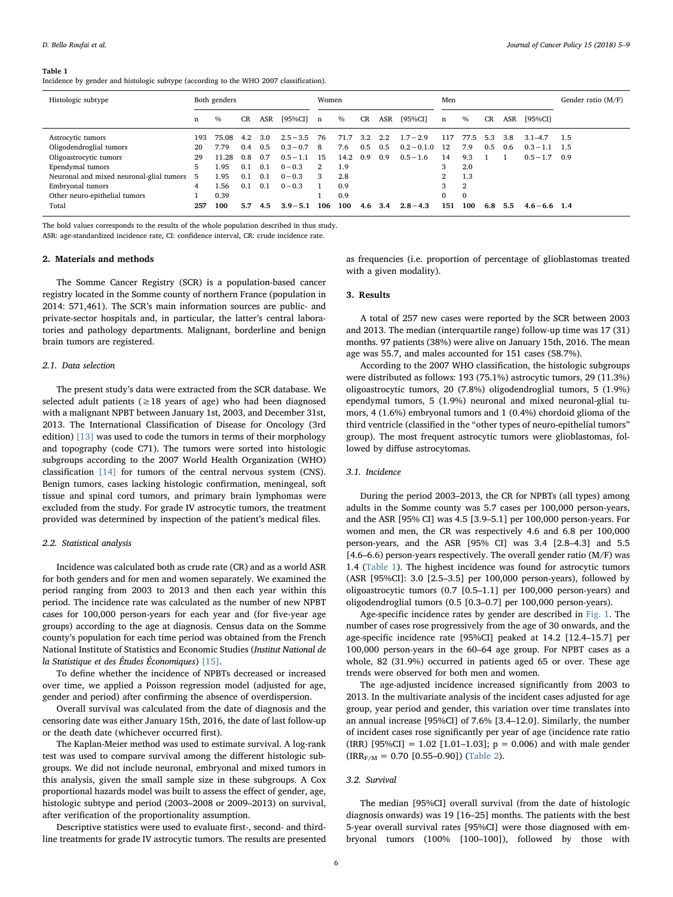**Table 1**
Incidence by gender and histologic subtype (according to the WHO 2007 classification).

| Histologic subtype | Both genders | | | | | Women | | | | | Men | | | | | Gender ratio (M/F) |
|---|---|---|---|---|---|---|---|---|---|---|---|---|---|---|---|---|
| | n | % | CR | ASR | [95%CI] | n | % | CR | ASR | [95%CI] | n | % | CR | ASR | [95%CI] | |
| Astrocytic tumors | 193 | 75.08 | 4.2 | 3.0 | 2.5 − 3.5 | 76 | 71.7 | 3.2 | 2.2 | 1.7 − 2.9 | 117 | 77.5 | 5.3 | 3.8 | 3.1–4.7 | 1.5 |
| Oligodendroglial tumors | 20 | 7.79 | 0.4 | 0.5 | 0.3 − 0.7 | 8 | 7.6 | 0.5 | 0.5 | 0.2 − 0.1.0 | 12 | 7.9 | 0.5 | 0.6 | 0.3 − 1.1 | 1.5 |
| Oligoastrocytic tumors | 29 | 11.28 | 0.8 | 0.7 | 0.5 − 1.1 | 15 | 14.2 | 0.9 | 0.9 | 0.5 − 1.6 | 14 | 9.3 | 1 | 1 | 0.5 − 1.7 | 0.9 |
| Ependymal tumors | 5 | 1.95 | 0.1 | 0.1 | 0 − 0.3 | 2 | 1.9 | | | | 3 | 2.0 | | | | |
| Neuronal and mixed neuronal-glial tumors | 5 | 1.95 | 0.1 | 0.1 | 0 − 0.3 | 3 | 2.8 | | | | 2 | 1.3 | | | | |
| Embryonal tumors | 4 | 1.56 | 0.1 | 0.1 | 0 − 0.3 | 1 | 0.9 | | | | 3 | 2 | | | | |
| Other neuro-epithelial tumors | 1 | 0.39 | | | | 1 | 0.9 | | | | 0 | 0 | | | | |
| Total | **257** | **100** | **5.7** | **4.5** | **3.9 − 5.1** | **106** | **100** | **4.6** | **3.4** | **2.8 − 4.3** | **151** | **100** | **6.8** | **5.5** | **4.6 − 6.6** | **1.4** |

The bold values corresponds to the results of the whole population described in thus study.
ASR: age-standardized incidence rate, CI: confidence interval, CR: crude incidence rate.

## 2. Materials and methods

The Somme Cancer Registry (SCR) is a population-based cancer registry located in the Somme county of northern France (population in 2014: 571,461). The SCR's main information sources are public- and private-sector hospitals and, in particular, the latter's central laboratories and pathology departments. Malignant, borderline and benign brain tumors are registered.

### 2.1. Data selection

The present study's data were extracted from the SCR database. We selected adult patients (≥18 years of age) who had been diagnosed with a malignant NPBT between January 1st, 2003, and December 31st, 2013. The International Classification of Disease for Oncology (3rd edition) [13] was used to code the tumors in terms of their morphology and topography (code C71). The tumors were sorted into histologic subgroups according to the 2007 World Health Organization (WHO) classification [14] for tumors of the central nervous system (CNS). Benign tumors, cases lacking histologic confirmation, meningeal, soft tissue and spinal cord tumors, and primary brain lymphomas were excluded from the study. For grade IV astrocytic tumors, the treatment provided was determined by inspection of the patient's medical files.

### 2.2. Statistical analysis

Incidence was calculated both as crude rate (CR) and as a world ASR for both genders and for men and women separately. We examined the period ranging from 2003 to 2013 and then each year within this period. The incidence rate was calculated as the number of new NPBT cases for 100,000 person-years for each year and (for five-year age groups) according to the age at diagnosis. Census data on the Somme county's population for each time period was obtained from the French National Institute of Statistics and Economic Studies (*Institut National de la Statistique et des Études Économiques*) [15].

To define whether the incidence of NPBTs decreased or increased over time, we applied a Poisson regression model (adjusted for age, gender and period) after confirming the absence of overdispersion.

Overall survival was calculated from the date of diagnosis and the censoring date was either January 15th, 2016, the date of last follow-up or the death date (whichever occurred first).

The Kaplan-Meier method was used to estimate survival. A log-rank test was used to compare survival among the different histologic subgroups. We did not include neuronal, embryonal and mixed tumors in this analysis, given the small sample size in these subgroups. A Cox proportional hazards model was built to assess the effect of gender, age, histologic subtype and period (2003–2008 or 2009–2013) on survival, after verification of the proportionality assumption.

Descriptive statistics were used to evaluate first-, second- and third-line treatments for grade IV astrocytic tumors. The results are presented as frequencies (i.e. proportion of percentage of glioblastomas treated with a given modality).

## 3. Results

A total of 257 new cases were reported by the SCR between 2003 and 2013. The median (interquartile range) follow-up time was 17 (31) months. 97 patients (38%) were alive on January 15th, 2016. The mean age was 55.7, and males accounted for 151 cases (58.7%).

According to the 2007 WHO classification, the histologic subgroups were distributed as follows: 193 (75.1%) astrocytic tumors, 29 (11.3%) oligoastrocytic tumors, 20 (7.8%) oligodendroglial tumors, 5 (1.9%) ependymal tumors, 5 (1.9%) neuronal and mixed neuronal-glial tumors, 4 (1.6%) embryonal tumors and 1 (0.4%) chordoid glioma of the third ventricle (classified in the "other types of neuro-epithelial tumors" group). The most frequent astrocytic tumors were glioblastomas, followed by diffuse astrocytomas.

### 3.1. Incidence

During the period 2003–2013, the CR for NPBTs (all types) among adults in the Somme county was 5.7 cases per 100,000 person-years, and the ASR [95% CI] was 4.5 [3.9–5.1] per 100,000 person-years. For women and men, the CR was respectively 4.6 and 6.8 per 100,000 person-years, and the ASR [95% CI] was 3.4 [2.8–4.3] and 5.5 [4.6–6.6) person-years respectively. The overall gender ratio (M/F) was 1.4 (Table 1). The highest incidence was found for astrocytic tumors (ASR [95%CI]: 3.0 [2.5–3.5] per 100,000 person-years), followed by oligoastrocytic tumors (0.7 [0.5–1.1] per 100,000 person-years) and oligodendroglial tumors (0.5 [0.3–0.7] per 100,000 person-years).

Age-specific incidence rates by gender are described in Fig. 1. The number of cases rose progressively from the age of 30 onwards, and the age-specific incidence rate [95%CI] peaked at 14.2 [12.4–15.7] per 100,000 person-years in the 60–64 age group. For NPBT cases as a whole, 82 (31.9%) occurred in patients aged 65 or over. These age trends were observed for both men and women.

The age-adjusted incidence increased significantly from 2003 to 2013. In the multivariate analysis of the incident cases adjusted for age group, year period and gender, this variation over time translates into an annual increase [95%CI] of 7.6% [3.4–12.0]. Similarly, the number of incident cases rose significantly per year of age (incidence rate ratio (IRR) [95%CI] = 1.02 [1.01–1.03]; p = 0.006) and with male gender ($IRR_{F/M}$ = 0.70 [0.55–0.90]) (Table 2).

### 3.2. Survival

The median [95%CI] overall survival (from the date of histologic diagnosis onwards) was 19 [16–25] months. The patients with the best 5-year overall survival rates [95%CI] were those diagnosed with embryonal tumors (100% [100–100]), followed by those with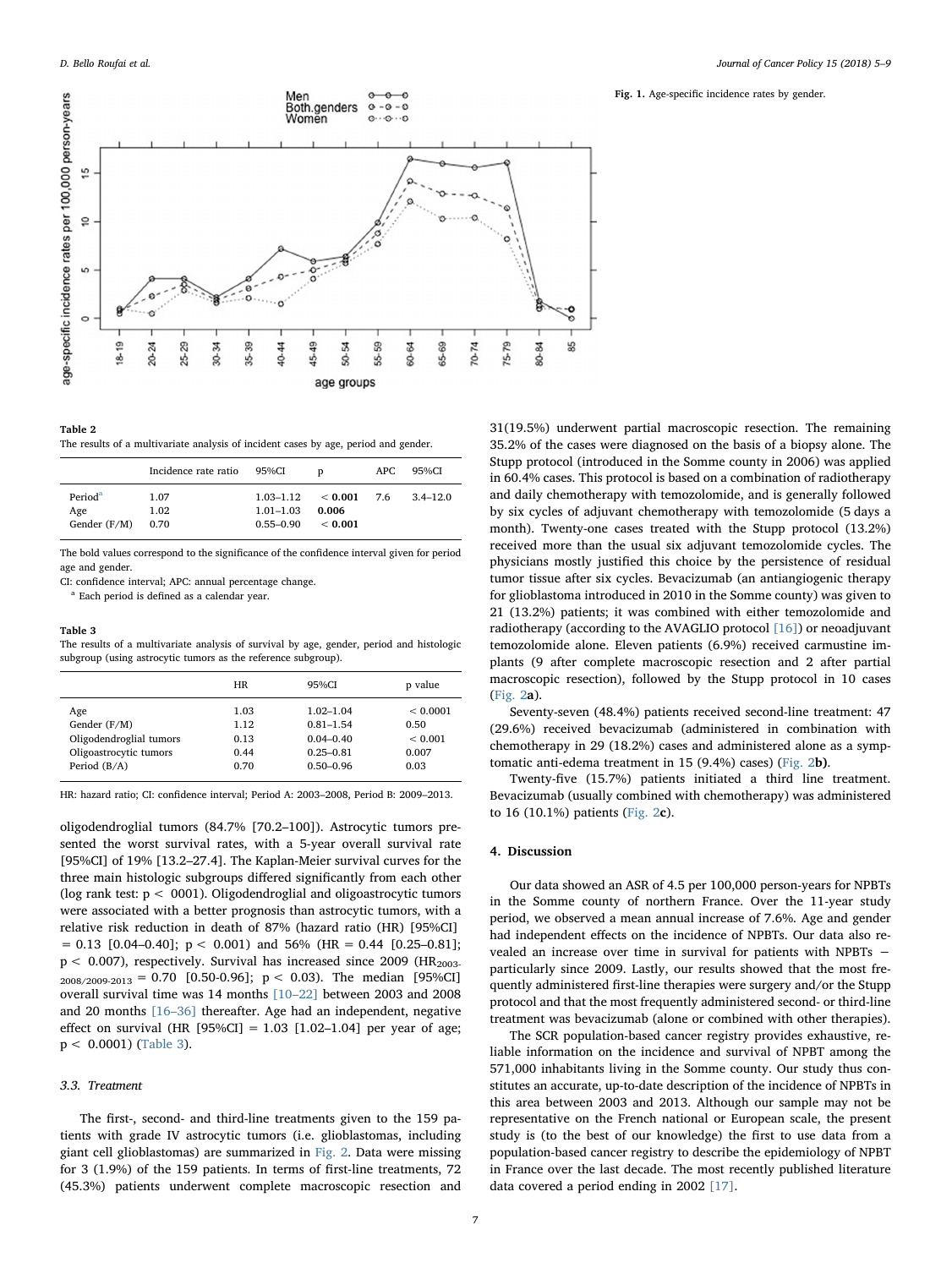Fig. 1. Age-specific incidence rates by gender.

**Table 2**

The results of a multivariate analysis of incident cases by age, period and gender.

| | Incidence rate ratio | 95%CI | p | APC | 95%CI |
|---|---|---|---|---|---|
| Period[a] | 1.07 | 1.03–1.12 | **< 0.001** | 7.6 | 3.4–12.0 |
| Age | 1.02 | 1.01–1.03 | **0.006** | | |
| Gender (F/M) | 0.70 | 0.55–0.90 | **< 0.001** | | |

The bold values correspond to the significance of the confidence interval given for period age and gender.

CI: confidence interval; APC: annual percentage change.

[a] Each period is defined as a calendar year.

**Table 3**

The results of a multivariate analysis of survival by age, gender, period and histologic subgroup (using astrocytic tumors as the reference subgroup).

| | HR | 95%CI | p value |
|---|---|---|---|
| Age | 1.03 | 1.02–1.04 | < 0.0001 |
| Gender (F/M) | 1.12 | 0.81–1.54 | 0.50 |
| Oligodendroglial tumors | 0.13 | 0.04–0.40 | < 0.001 |
| Oligoastrocytic tumors | 0.44 | 0.25–0.81 | 0.007 |
| Period (B/A) | 0.70 | 0.50–0.96 | 0.03 |

HR: hazard ratio; CI: confidence interval; Period A: 2003–2008, Period B: 2009–2013.

oligodendroglial tumors (84.7% [70.2–100]). Astrocytic tumors presented the worst survival rates, with a 5-year overall survival rate [95%CI] of 19% [13.2–27.4]. The Kaplan-Meier survival curves for the three main histologic subgroups differed significantly from each other (log rank test: $p < 0001$). Oligodendroglial and oligoastrocytic tumors were associated with a better prognosis than astrocytic tumors, with a relative risk reduction in death of 87% (hazard ratio (HR) [95%CI] = 0.13 [0.04–0.40]; $p < 0.001$) and 56% (HR = 0.44 [0.25–0.81]; $p < 0.007$), respectively. Survival has increased since 2009 ($HR_{2003-2008/2009-2013}$ = 0.70 [0.50-0.96]; $p < 0.03$). The median [95%CI] overall survival time was 14 months [10–22] between 2003 and 2008 and 20 months [16–36] thereafter. Age had an independent, negative effect on survival (HR [95%CI] = 1.03 [1.02–1.04] per year of age; $p < 0.0001$) (Table 3).

### 3.3. Treatment

The first-, second- and third-line treatments given to the 159 patients with grade IV astrocytic tumors (i.e. glioblastomas, including giant cell glioblastomas) are summarized in Fig. 2. Data were missing for 3 (1.9%) of the 159 patients. In terms of first-line treatments, 72 (45.3%) patients underwent complete macroscopic resection and 31(19.5%) underwent partial macroscopic resection. The remaining 35.2% of the cases were diagnosed on the basis of a biopsy alone. The Stupp protocol (introduced in the Somme county in 2006) was applied in 60.4% cases. This protocol is based on a combination of radiotherapy and daily chemotherapy with temozolomide, and is generally followed by six cycles of adjuvant chemotherapy with temozolomide (5 days a month). Twenty-one cases treated with the Stupp protocol (13.2%) received more than the usual six adjuvant temozolomide cycles. The physicians mostly justified this choice by the persistence of residual tumor tissue after six cycles. Bevacizumab (an antiangiogenic therapy for glioblastoma introduced in 2010 in the Somme county) was given to 21 (13.2%) patients; it was combined with either temozolomide and radiotherapy (according to the AVAGLIO protocol [16]) or neoadjuvant temozolomide alone. Eleven patients (6.9%) received carmustine implants (9 after complete macroscopic resection and 2 after partial macroscopic resection), followed by the Stupp protocol in 10 cases (Fig. 2**a**).

Seventy-seven (48.4%) patients received second-line treatment: 47 (29.6%) received bevacizumab (administered in combination with chemotherapy in 29 (18.2%) cases and administered alone as a symptomatic anti-edema treatment in 15 (9.4%) cases) (Fig. 2**b)**.

Twenty-five (15.7%) patients initiated a third line treatment. Bevacizumab (usually combined with chemotherapy) was administered to 16 (10.1%) patients (Fig. 2**c**).

## 4. Discussion

Our data showed an ASR of 4.5 per 100,000 person-years for NPBTs in the Somme county of northern France. Over the 11-year study period, we observed a mean annual increase of 7.6%. Age and gender had independent effects on the incidence of NPBTs. Our data also revealed an increase over time in survival for patients with NPBTs − particularly since 2009. Lastly, our results showed that the most frequently administered first-line therapies were surgery and/or the Stupp protocol and that the most frequently administered second- or third-line treatment was bevacizumab (alone or combined with other therapies).

The SCR population-based cancer registry provides exhaustive, reliable information on the incidence and survival of NPBT among the 571,000 inhabitants living in the Somme county. Our study thus constitutes an accurate, up-to-date description of the incidence of NPBTs in this area between 2003 and 2013. Although our sample may not be representative on the French national or European scale, the present study is (to the best of our knowledge) the first to use data from a population-based cancer registry to describe the epidemiology of NPBT in France over the last decade. The most recently published literature data covered a period ending in 2002 [17].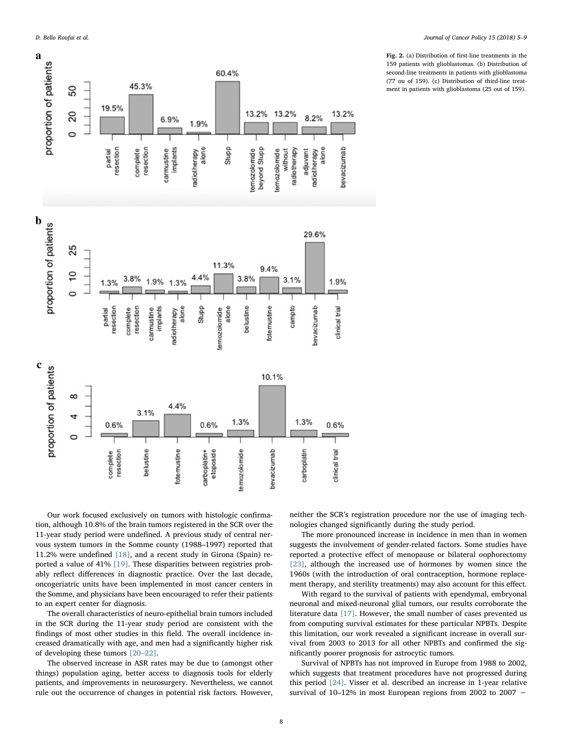**Fig. 2.** (a) Distribution of first-line treatments in the 159 patients with glioblastomas. (b) Distribution of second-line treatments in patients with glioblastoma (77 ou of 159). (c) Distribution of third-line treatment in patients with glioblastoma (25 out of 159).

Our work focused exclusively on tumors with histologic confirmation, although 10.8% of the brain tumors registered in the SCR over the 11-year study period were undefined. A previous study of central nervous system tumors in the Somme county (1988–1997) reported that 11.2% were undefined [18], and a recent study in Girona (Spain) reported a value of 41% [19]. These disparities between registries probably reflect differences in diagnostic practice. Over the last decade, oncogeriatric units have been implemented in most cancer centers in the Somme, and physicians have been encouraged to refer their patients to an expert center for diagnosis.

The overall characteristics of neuro-epithelial brain tumors included in the SCR during the 11-year study period are consistent with the findings of most other studies in this field. The overall incidence increased dramatically with age, and men had a significantly higher risk of developing these tumors [20–22].

The observed increase in ASR rates may be due to (amongst other things) population aging, better access to diagnosis tools for elderly patients, and improvements in neurosurgery. Nevertheless, we cannot rule out the occurrence of changes in potential risk factors. However, neither the SCR's registration procedure nor the use of imaging technologies changed significantly during the study period.

The more pronounced increase in incidence in men than in women suggests the involvement of gender-related factors. Some studies have reported a protective effect of menopause or bilateral oophorectomy [23], although the increased use of hormones by women since the 1960s (with the introduction of oral contraception, hormone replacement therapy, and sterility treatments) may also account for this effect.

With regard to the survival of patients with ependymal, embryonal neuronal and mixed-neuronal glial tumors, our results corroborate the literature data [17]. However, the small number of cases prevented us from computing survival estimates for these particular NPBTs. Despite this limitation, our work revealed a significant increase in overall survival from 2003 to 2013 for all other NPBTs and confirmed the significantly poorer prognosis for astrocytic tumors.

Survival of NPBTs has not improved in Europe from 1988 to 2002, which suggests that treatment procedures have not progressed during this period [24]. Visser et al. described an increase in 1-year relative survival of 10–12% in most European regions from 2002 to 2007 –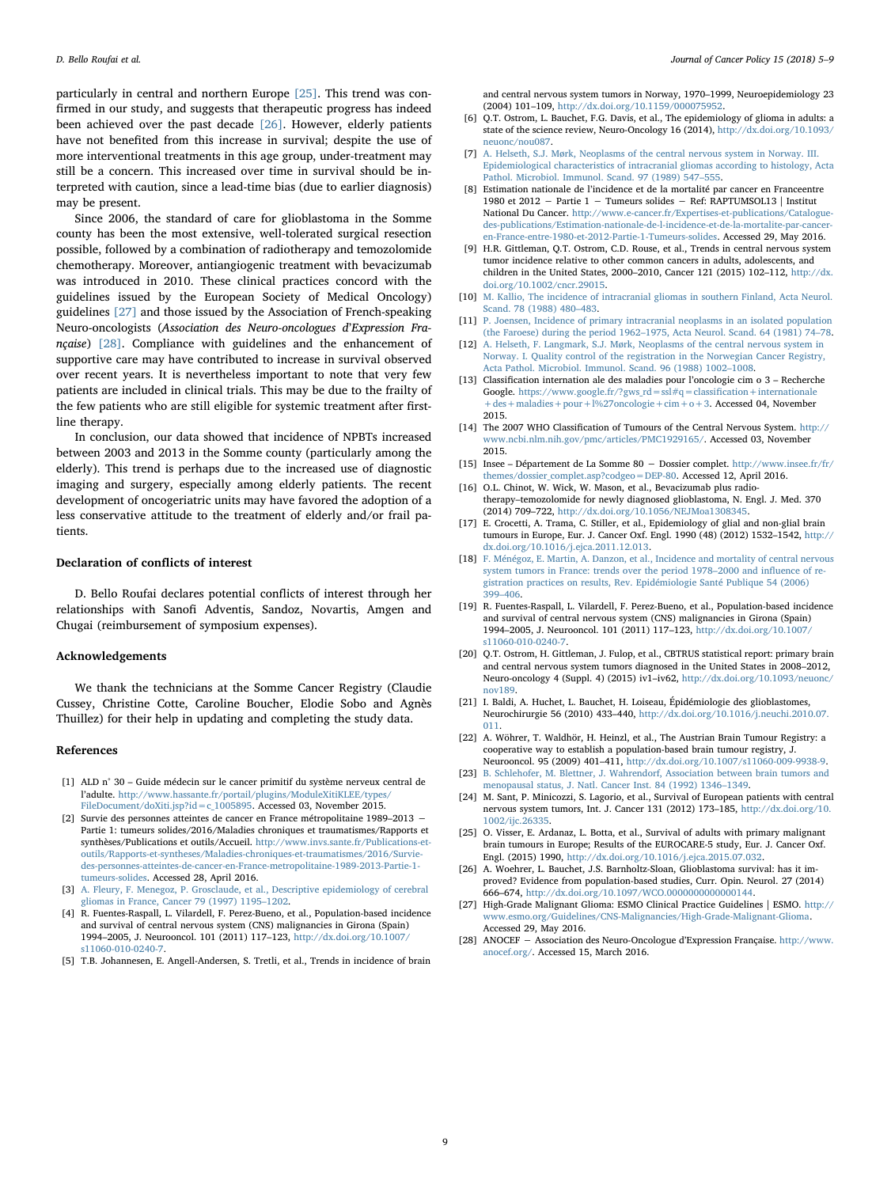particularly in central and northern Europe [25]. This trend was confirmed in our study, and suggests that therapeutic progress has indeed been achieved over the past decade [26]. However, elderly patients have not benefited from this increase in survival; despite the use of more interventional treatments in this age group, under-treatment may still be a concern. This increased over time in survival should be interpreted with caution, since a lead-time bias (due to earlier diagnosis) may be present.

Since 2006, the standard of care for glioblastoma in the Somme county has been the most extensive, well-tolerated surgical resection possible, followed by a combination of radiotherapy and temozolomide chemotherapy. Moreover, antiangiogenic treatment with bevacizumab was introduced in 2010. These clinical practices concord with the guidelines issued by the European Society of Medical Oncology) guidelines [27] and those issued by the Association of French-speaking Neuro-oncologists (*Association des Neuro-oncologues d'Expression Française*) [28]. Compliance with guidelines and the enhancement of supportive care may have contributed to increase in survival observed over recent years. It is nevertheless important to note that very few patients are included in clinical trials. This may be due to the frailty of the few patients who are still eligible for systemic treatment after first-line therapy.

In conclusion, our data showed that incidence of NPBTs increased between 2003 and 2013 in the Somme county (particularly among the elderly). This trend is perhaps due to the increased use of diagnostic imaging and surgery, especially among elderly patients. The recent development of oncogeriatric units may have favored the adoption of a less conservative attitude to the treatment of elderly and/or frail patients.

## Declaration of conflicts of interest

D. Bello Roufai declares potential conflicts of interest through her relationships with Sanofi Adventis, Sandoz, Novartis, Amgen and Chugai (reimbursement of symposium expenses).

## Acknowledgements

We thank the technicians at the Somme Cancer Registry (Claudie Cussey, Christine Cotte, Caroline Boucher, Elodie Sobo and Agnès Thuillez) for their help in updating and completing the study data.

## References

[1] ALD n° 30 – Guide médecin sur le cancer primitif du système nerveux central de l'adulte. http://www.hassante.fr/portail/plugins/ModuleXitiKLEE/types/FileDocument/doXiti.jsp?id=c_1005895. Accessed 03, November 2015.

[2] Survie des personnes atteintes de cancer en France métropolitaine 1989–2013 – Partie 1: tumeurs solides/2016/Maladies chroniques et traumatismes/Rapports et synthèses/Publications et outils/Accueil. http://www.invs.sante.fr/Publications-et-outils/Rapports-et-syntheses/Maladies-chroniques-et-traumatismes/2016/Survie-des-personnes-atteintes-de-cancer-en-France-metropolitaine-1989-2013-Partie-1-tumeurs-solides. Accessed 28, April 2016.

[3] A. Fleury, F. Menegoz, P. Grosclaude, et al., Descriptive epidemiology of cerebral gliomas in France, Cancer 79 (1997) 1195–1202.

[4] R. Fuentes-Raspall, L. Vilardell, F. Perez-Bueno, et al., Population-based incidence and survival of central nervous system (CNS) malignancies in Girona (Spain) 1994–2005, J. Neurooncol. 101 (2011) 117–123, http://dx.doi.org/10.1007/s11060-010-0240-7.

[5] T.B. Johannesen, E. Angell-Andersen, S. Tretli, et al., Trends in incidence of brain and central nervous system tumors in Norway, 1970–1999, Neuroepidemiology 23 (2004) 101–109, http://dx.doi.org/10.1159/000075952.

[6] Q.T. Ostrom, L. Bauchet, F.G. Davis, et al., The epidemiology of glioma in adults: a state of the science review, Neuro-Oncology 16 (2014), http://dx.doi.org/10.1093/neuonc/nou087.

[7] A. Helseth, S.J. Mørk, Neoplasms of the central nervous system in Norway. III. Epidemiological characteristics of intracranial gliomas according to histology, Acta Pathol. Microbiol. Immunol. Scand. 97 (1989) 547–555.

[8] Estimation nationale de l'incidence et de la mortalité par cancer en Franceentre 1980 et 2012 – Partie 1 – Tumeurs solides – Ref: RAPTUMSOL13 | Institut National Du Cancer. http://www.e-cancer.fr/Expertises-et-publications/Catalogue-des-publications/Estimation-nationale-de-l-incidence-et-de-la-mortalite-par-cancer-en-France-entre-1980-et-2012-Partie-1-Tumeurs-solides. Accessed 29, May 2016.

[9] H.R. Gittleman, Q.T. Ostrom, C.D. Rouse, et al., Trends in central nervous system tumor incidence relative to other common cancers in adults, adolescents, and children in the United States, 2000–2010, Cancer 121 (2015) 102–112, http://dx.doi.org/10.1002/cncr.29015.

[10] M. Kallio, The incidence of intracranial gliomas in southern Finland, Acta Neurol. Scand. 78 (1988) 480–483.

[11] P. Joensen, Incidence of primary intracranial neoplasms in an isolated population (the Faroese) during the period 1962–1975, Acta Neurol. Scand. 64 (1981) 74–78.

[12] A. Helseth, F. Langmark, S.J. Mørk, Neoplasms of the central nervous system in Norway. I. Quality control of the registration in the Norwegian Cancer Registry, Acta Pathol. Microbiol. Immunol. Scand. 96 (1988) 1002–1008.

[13] Classification internation ale des maladies pour l'oncologie cim o 3 – Recherche Google. https://www.google.fr/?gws_rd=ssl#q=classification+internationale+des+maladies+pour+l%27oncologie+cim+o+3. Accessed 04, November 2015.

[14] The 2007 WHO Classification of Tumours of the Central Nervous System. http://www.ncbi.nlm.nih.gov/pmc/articles/PMC1929165/. Accessed 03, November 2015.

[15] Insee – Département de La Somme 80 – Dossier complet. http://www.insee.fr/fr/themes/dossier_complet.asp?codgeo=DEP-80. Accessed 12, April 2016.

[16] O.L. Chinot, W. Wick, W. Mason, et al., Bevacizumab plus radiotherapy–temozolomide for newly diagnosed glioblastoma, N. Engl. J. Med. 370 (2014) 709–722, http://dx.doi.org/10.1056/NEJMoa1308345.

[17] E. Crocetti, A. Trama, C. Stiller, et al., Epidemiology of glial and non-glial brain tumours in Europe, Eur. J. Cancer Oxf. Engl. 1990 (48) (2012) 1532–1542, http://dx.doi.org/10.1016/j.ejca.2011.12.013.

[18] F. Ménégoz, E. Martin, A. Danzon, et al., Incidence and mortality of central nervous system tumors in France: trends over the period 1978–2000 and influence of registration practices on results, Rev. Epidémiologie Santé Publique 54 (2006) 399–406.

[19] R. Fuentes-Raspall, L. Vilardell, F. Perez-Bueno, et al., Population-based incidence and survival of central nervous system (CNS) malignancies in Girona (Spain) 1994–2005, J. Neurooncol. 101 (2011) 117–123, http://dx.doi.org/10.1007/s11060-010-0240-7.

[20] Q.T. Ostrom, H. Gittleman, J. Fulop, et al., CBTRUS statistical report: primary brain and central nervous system tumors diagnosed in the United States in 2008–2012, Neuro-oncology 4 (Suppl. 4) (2015) iv1–iv62, http://dx.doi.org/10.1093/neuonc/nov189.

[21] I. Baldi, A. Huchet, L. Bauchet, H. Loiseau, Épidémiologie des glioblastomes, Neurochirurgie 56 (2010) 433–440, http://dx.doi.org/10.1016/j.neuchi.2010.07.011.

[22] A. Wöhrer, T. Waldhör, H. Heinzl, et al., The Austrian Brain Tumour Registry: a cooperative way to establish a population-based brain tumour registry, J. Neurooncol. 95 (2009) 401–411, http://dx.doi.org/10.1007/s11060-009-9938-9.

[23] B. Schlehofer, M. Blettner, J. Wahrendorf, Association between brain tumors and menopausal status, J. Natl. Cancer Inst. 84 (1992) 1346–1349.

[24] M. Sant, P. Minicozzi, S. Lagorio, et al., Survival of European patients with central nervous system tumors, Int. J. Cancer 131 (2012) 173–185, http://dx.doi.org/10.1002/ijc.26335.

[25] O. Visser, E. Ardanaz, L. Botta, et al., Survival of adults with primary malignant brain tumours in Europe; Results of the EUROCARE-5 study, Eur. J. Cancer Oxf. Engl. (2015) 1990, http://dx.doi.org/10.1016/j.ejca.2015.07.032.

[26] A. Woehrer, L. Bauchet, J.S. Barnholtz-Sloan, Glioblastoma survival: has it improved? Evidence from population-based studies, Curr. Opin. Neurol. 27 (2014) 666–674, http://dx.doi.org/10.1097/WCO.0000000000000144.

[27] High-Grade Malignant Glioma: ESMO Clinical Practice Guidelines | ESMO. http://www.esmo.org/Guidelines/CNS-Malignancies/High-Grade-Malignant-Glioma. Accessed 29, May 2016.

[28] ANOCEF – Association des Neuro-Oncologue d'Expression Française. http://www.anocef.org/. Accessed 15, March 2016.